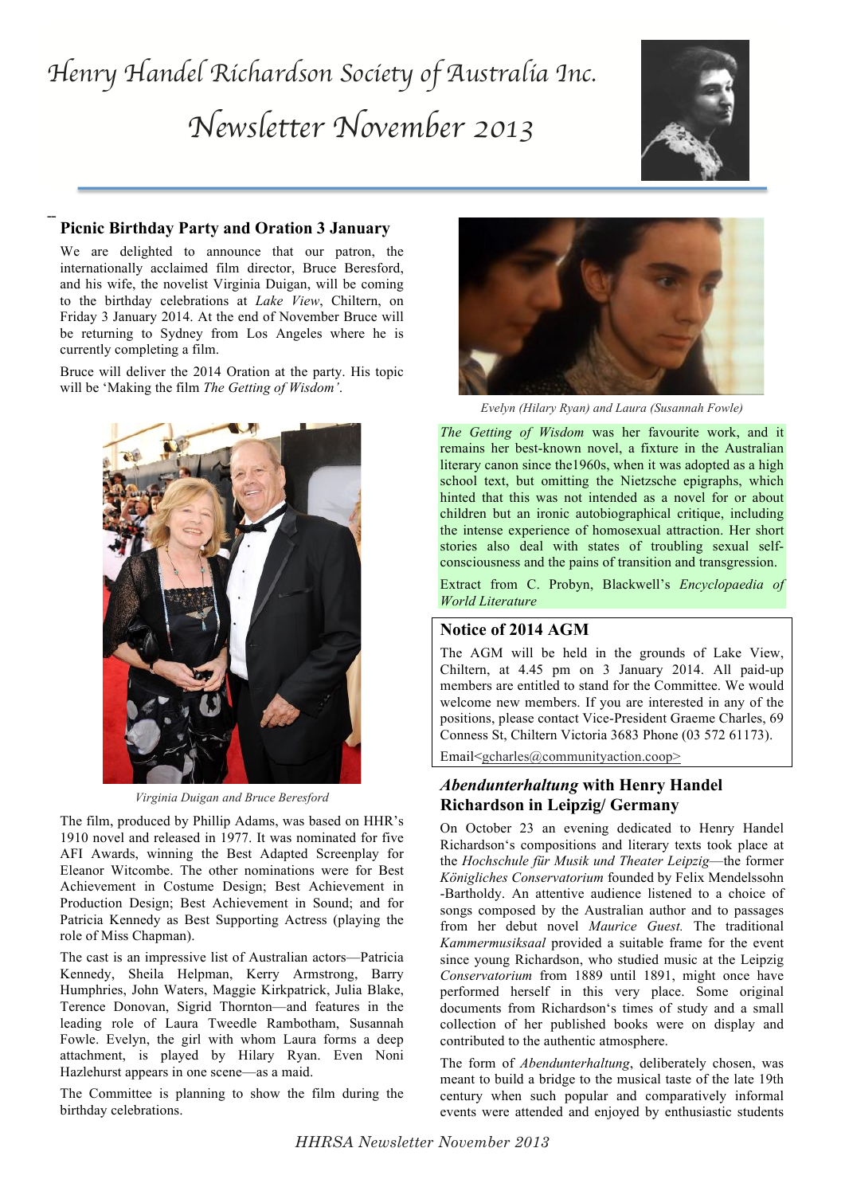# Henry Handel Richardson Society of Australia Inc.

# Newsletter November 2013

## Picnic Birthday Party and Oration 3 January

We are delighted to announce that our patron, the internationally acclaimed film director, Bruce Beresford, and his wife, the novelist Virginia Duigan, will be coming to the birthday celebrations at *Lake View*, Chiltern, on Friday 3 January 2014. At the end of November Bruce will be returning to Sydney from Los Angeles where he is currently completing a film.

Bruce will deliver the 2014 Oration at the party. His topic will be 'Making the film *The Getting of Wisdom'*.

*Virginia Duigan and Bruce Beresford*

The film, produced by Phillip Adams, was based on HHR's 1910 novel and released in 1977. It was nominated for five AFI Awards, winning the Best Adapted Screenplay for Eleanor Witcombe. The other nominations were for Best Achievement in Costume Design; Best Achievement in Production Design; Best Achievement in Sound; and for Patricia Kennedy as Best Supporting Actress (playing the role of Miss Chapman).

The cast is an impressive list of Australian actors—Patricia Kennedy, Sheila Helpman, Kerry Armstrong, Barry Humphries, John Waters, Maggie Kirkpatrick, Julia Blake, Terence Donovan, Sigrid Thornton—and features in the leading role of Laura Tweedle Rambotham, Susannah Fowle. Evelyn, the girl with whom Laura forms a deep attachment, is played by Hilary Ryan. Even Noni Hazlehurst appears in one scene—as a maid.

The Committee is planning to show the film during the birthday celebrations.

*Evelyn (Hilary Ryan) and Laura (Susannah Fowle)*

*The Getting of Wisdom* was her favourite work, and it remains her best-known novel, a fixture in the Australian literary canon since the1960s, when it was adopted as a high school text, but omitting the Nietzsche epigraphs, which hinted that this was not intended as a novel for or about children but an ironic autobiographical critique, including the intense experience of homosexual attraction. Her short stories also deal with states of troubling sexual self-consciousness and the pains of transition and transgression.

Extract from C. Probyn, Blackwell's *Encyclopaedia of World Literature*

## Notice of 2014 AGM

The AGM will be held in the grounds of Lake View, Chiltern, at 4.45 pm on 3 January 2014. All paid-up members are entitled to stand for the Committee. We would welcome new members. If you are interested in any of the positions, please contact Vice-President Graeme Charles, 69 Conness St, Chiltern Victoria 3683 Phone (03 572 61173).

Email<gcharles@communityaction.coop>

## *Abendunterhaltung* with Henry Handel Richardson in Leipzig/ Germany

On October 23 an evening dedicated to Henry Handel Richardson's compositions and literary texts took place at the *Hochschule für Musik und Theater Leipzig*—the former *Königliches Conservatorium* founded by Felix Mendelssohn -Bartholdy. An attentive audience listened to a choice of songs composed by the Australian author and to passages from her debut novel *Maurice Guest.* The traditional *Kammermusiksaal* provided a suitable frame for the event since young Richardson, who studied music at the Leipzig *Conservatorium* from 1889 until 1891, might once have performed herself in this very place. Some original documents from Richardson's times of study and a small collection of her published books were on display and contributed to the authentic atmosphere.

The form of *Abendunterhaltung*, deliberately chosen, was meant to build a bridge to the musical taste of the late 19th century when such popular and comparatively informal events were attended and enjoyed by enthusiastic students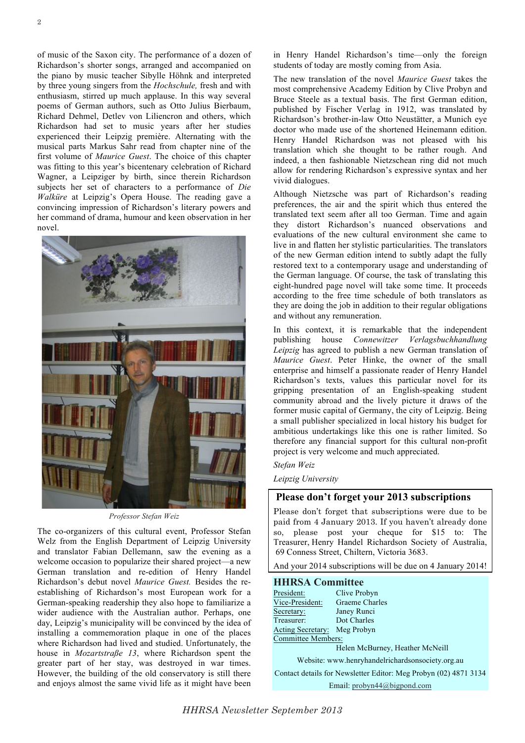of music of the Saxon city. The performance of a dozen of Richardson's shorter songs, arranged and accompanied on the piano by music teacher Sibylle Höhnk and interpreted by three young singers from the *Hochschule,* fresh and with enthusiasm, stirred up much applause. In this way several poems of German authors, such as Otto Julius Bierbaum, Richard Dehmel, Detlev von Liliencron and others, which Richardson had set to music years after her studies experienced their Leipzig première. Alternating with the musical parts Markus Sahr read from chapter nine of the first volume of *Maurice Guest*. The choice of this chapter was fitting to this year's bicentenary celebration of Richard Wagner, a Leipziger by birth, since therein Richardson subjects her set of characters to a performance of *Die Walküre* at Leipzig's Opera House. The reading gave a convincing impression of Richardson's literary powers and her command of drama, humour and keen observation in her novel.

*Professor Stefan Weiz*

The co-organizers of this cultural event, Professor Stefan Welz from the English Department of Leipzig University and translator Fabian Dellemann, saw the evening as a welcome occasion to popularize their shared project—a new German translation and re-edition of Henry Handel Richardson's debut novel *Maurice Guest.* Besides the re-establishing of Richardson's most European work for a German-speaking readership they also hope to familiarize a wider audience with the Australian author. Perhaps, one day, Leipzig's municipality will be convinced by the idea of installing a commemoration plaque in one of the places where Richardson had lived and studied. Unfortunately, the house in *Mozartstraße 13*, where Richardson spent the greater part of her stay, was destroyed in war times. However, the building of the old conservatory is still there and enjoys almost the same vivid life as it might have been in Henry Handel Richardson's time—only the foreign students of today are mostly coming from Asia.

The new translation of the novel *Maurice Guest* takes the most comprehensive Academy Edition by Clive Probyn and Bruce Steele as a textual basis. The first German edition, published by Fischer Verlag in 1912, was translated by Richardson's brother-in-law Otto Neustätter, a Munich eye doctor who made use of the shortened Heinemann edition. Henry Handel Richardson was not pleased with his translation which she thought to be rather rough. And indeed, a then fashionable Nietzschean ring did not much allow for rendering Richardson's expressive syntax and her vivid dialogues.

Although Nietzsche was part of Richardson's reading preferences, the air and the spirit which thus entered the translated text seem after all too German. Time and again they distort Richardson's nuanced observations and evaluations of the new cultural environment she came to live in and flatten her stylistic particularities. The translators of the new German edition intend to subtly adapt the fully restored text to a contemporary usage and understanding of the German language. Of course, the task of translating this eight-hundred page novel will take some time. It proceeds according to the free time schedule of both translators as they are doing the job in addition to their regular obligations and without any remuneration.

In this context, it is remarkable that the independent publishing house *Connewitzer Verlagsbuchhandlung Leipzig* has agreed to publish a new German translation of *Maurice Guest*. Peter Hinke, the owner of the small enterprise and himself a passionate reader of Henry Handel Richardson's texts, values this particular novel for its gripping presentation of an English-speaking student community abroad and the lively picture it draws of the former music capital of Germany, the city of Leipzig. Being a small publisher specialized in local history his budget for ambitious undertakings like this one is rather limited. So therefore any financial support for this cultural non-profit project is very welcome and much appreciated.

*Stefan Weiz*

*Leipzig University*

## Please don't forget your 2013 subscriptions

Please don't forget that subscriptions were due to be paid from 4 January 2013. If you haven't already done so, please post your cheque for $15 to: The Treasurer, Henry Handel Richardson Society of Australia, 69 Conness Street, Chiltern, Victoria 3683.

And your 2014 subscriptions will be due on 4 January 2014!

## HHRSA Committee

| | |
|---|---|
| President: | Clive Probyn |
| Vice-President: | Graeme Charles |
| Secretary: | Janey Runci |
| Treasurer: | Dot Charles |
| Acting Secretary: | Meg Probyn |
| Committee Members: | Helen McBurney, Heather McNeill |

Website: www.henryhandelrichardsonsociety.org.au

Contact details for Newsletter Editor: Meg Probyn (02) 4871 3134

Email: probyn44@bigpond.com